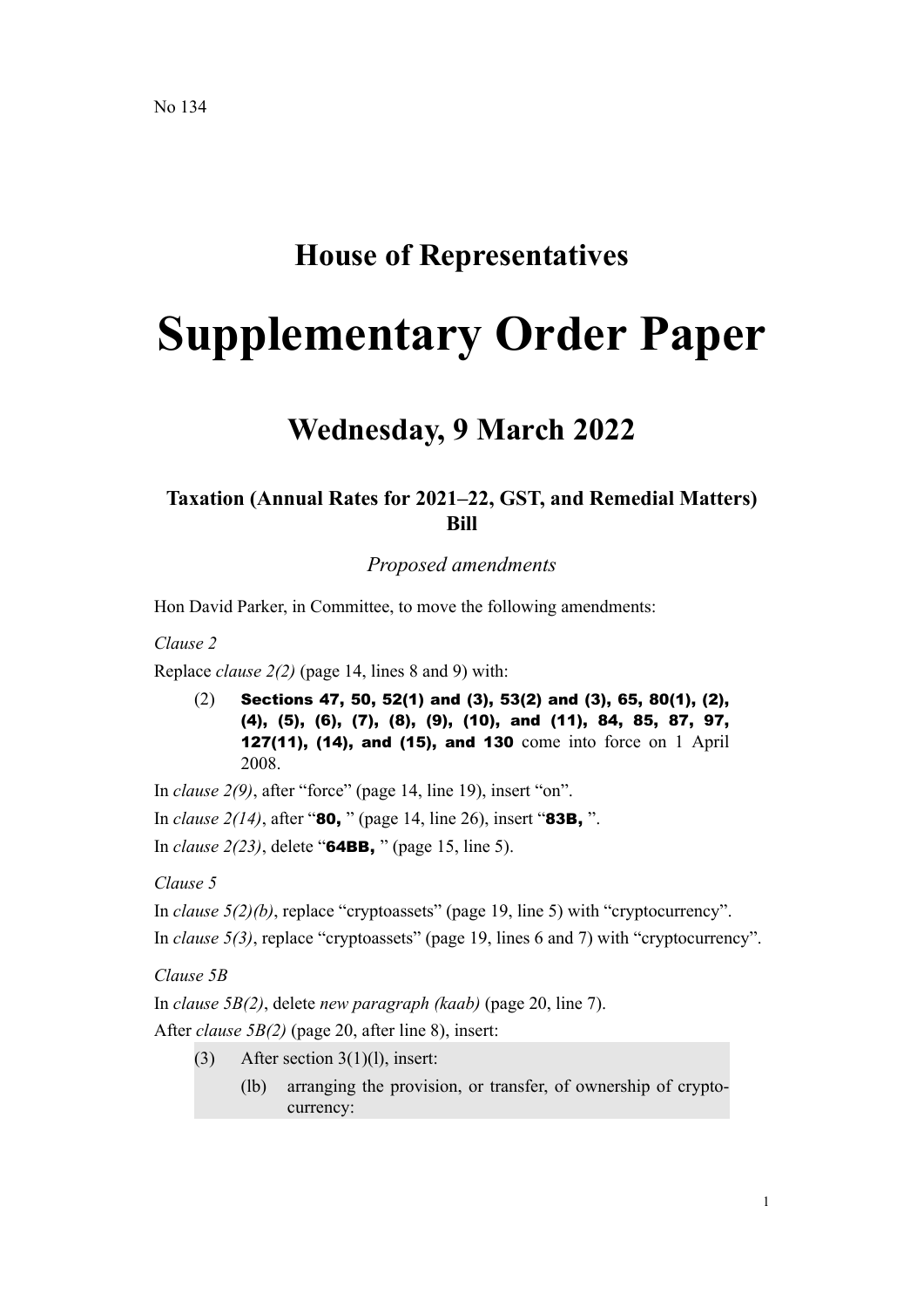No 134

# House of Representatives

# Supplementary Order Paper

## Wednesday, 9 March 2022

### Taxation (Annual Rates for 2021–22, GST, and Remedial Matters) Bill

*Proposed amendments*

Hon David Parker, in Committee, to move the following amendments:

*Clause 2*

Replace *clause 2(2)* (page 14, lines 8 and 9) with:

> (2) **Sections 47, 50, 52(1) and (3), 53(2) and (3), 65, 80(1), (2), (4), (5), (6), (7), (8), (9), (10), and (11), 84, 85, 87, 97, 127(11), (14), and (15), and 130** come into force on 1 April 2008.

In *clause 2(9)*, after "force" (page 14, line 19), insert "on".

In *clause 2(14)*, after "**80,** " (page 14, line 26), insert "**83B,** ".

In *clause 2(23)*, delete "**64BB,** " (page 15, line 5).

*Clause 5*

In *clause 5(2)(b)*, replace "cryptoassets" (page 19, line 5) with "cryptocurrency".

In *clause 5(3)*, replace "cryptoassets" (page 19, lines 6 and 7) with "cryptocurrency".

*Clause 5B*

In *clause 5B(2)*, delete *new paragraph (kaab)* (page 20, line 7).

After *clause 5B(2)* (page 20, after line 8), insert:

> (3) After section 3(1)(l), insert:
>
> (lb) arranging the provision, or transfer, of ownership of cryptocurrency: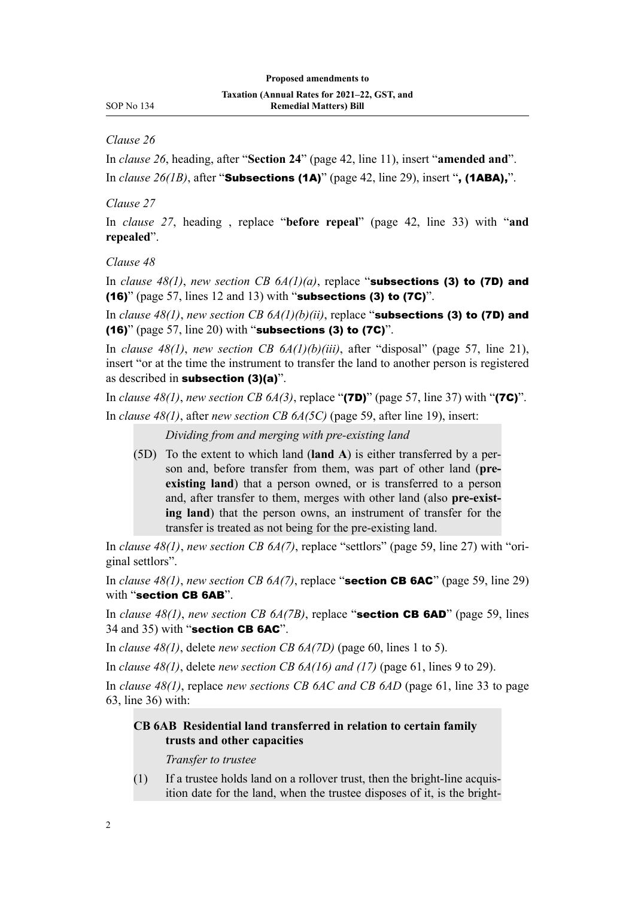*Clause 26*

In *clause 26*, heading, after "**Section 24**" (page 42, line 11), insert "**amended and**".

In *clause 26(1B)*, after "**Subsections (1A)**" (page 42, line 29), insert "**, (1ABA),**".

*Clause 27*

In *clause 27*, heading , replace "**before repeal**" (page 42, line 33) with "**and repealed**".

*Clause 48*

In *clause 48(1)*, *new section CB 6A(1)(a)*, replace "**subsections (3) to (7D) and (16)**" (page 57, lines 12 and 13) with "**subsections (3) to (7C)**".

In *clause 48(1)*, *new section CB 6A(1)(b)(ii)*, replace "**subsections (3) to (7D) and (16)**" (page 57, line 20) with "**subsections (3) to (7C)**".

In *clause 48(1)*, *new section CB 6A(1)(b)(iii)*, after "disposal" (page 57, line 21), insert "or at the time the instrument to transfer the land to another person is registered as described in **subsection (3)(a)**".

In *clause 48(1)*, *new section CB 6A(3)*, replace "**(7D)**" (page 57, line 37) with "**(7C)**".

In *clause 48(1)*, after *new section CB 6A(5C)* (page 59, after line 19), insert:

> *Dividing from and merging with pre-existing land*
>
> (5D) To the extent to which land (**land A**) is either transferred by a person and, before transfer from them, was part of other land (**pre-existing land**) that a person owned, or is transferred to a person and, after transfer to them, merges with other land (also **pre-existing land**) that the person owns, an instrument of transfer for the transfer is treated as not being for the pre-existing land.

In *clause 48(1)*, *new section CB 6A(7)*, replace "settlors" (page 59, line 27) with "original settlors".

In *clause 48(1)*, *new section CB 6A(7)*, replace "**section CB 6AC**" (page 59, line 29) with "**section CB 6AB**".

In *clause 48(1)*, *new section CB 6A(7B)*, replace "**section CB 6AD**" (page 59, lines 34 and 35) with "**section CB 6AC**".

In *clause 48(1)*, delete *new section CB 6A(7D)* (page 60, lines 1 to 5).

In *clause 48(1)*, delete *new section CB 6A(16) and (17)* (page 61, lines 9 to 29).

In *clause 48(1)*, replace *new sections CB 6AC and CB 6AD* (page 61, line 33 to page 63, line 36) with:

> **CB 6AB Residential land transferred in relation to certain family trusts and other capacities**
>
> *Transfer to trustee*
>
> (1) If a trustee holds land on a rollover trust, then the bright-line acquisition date for the land, when the trustee disposes of it, is the bright-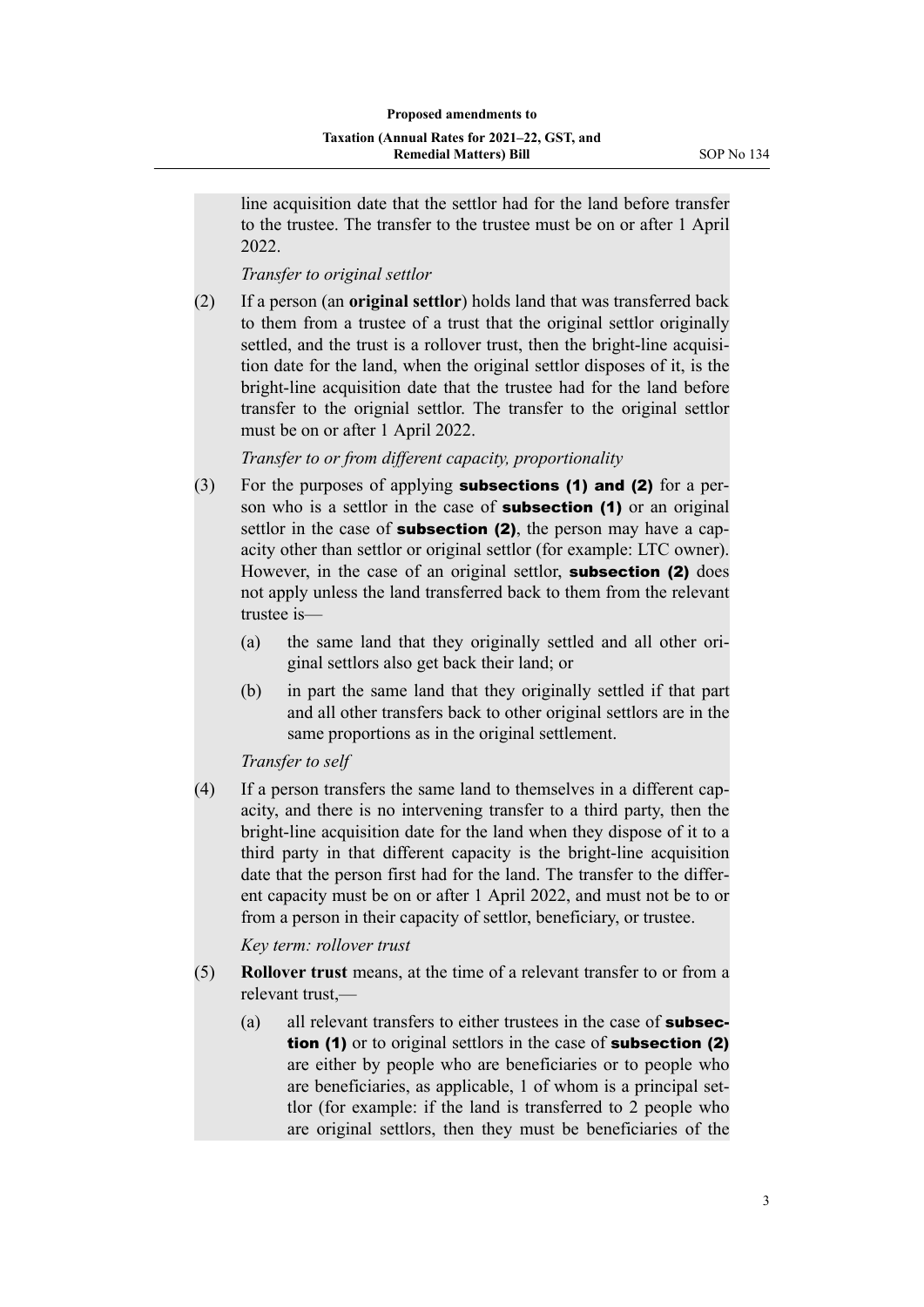line acquisition date that the settlor had for the land before transfer to the trustee. The transfer to the trustee must be on or after 1 April 2022.

*Transfer to original settlor*

(2) If a person (an **original settlor**) holds land that was transferred back to them from a trustee of a trust that the original settlor originally settled, and the trust is a rollover trust, then the bright-line acquisition date for the land, when the original settlor disposes of it, is the bright-line acquisition date that the trustee had for the land before transfer to the orignial settlor. The transfer to the original settlor must be on or after 1 April 2022.

*Transfer to or from different capacity, proportionality*

(3) For the purposes of applying **subsections (1) and (2)** for a person who is a settlor in the case of **subsection (1)** or an original settlor in the case of **subsection (2)**, the person may have a capacity other than settlor or original settlor (for example: LTC owner). However, in the case of an original settlor, **subsection (2)** does not apply unless the land transferred back to them from the relevant trustee is—

- (a) the same land that they originally settled and all other original settlors also get back their land; or
- (b) in part the same land that they originally settled if that part and all other transfers back to other original settlors are in the same proportions as in the original settlement.

*Transfer to self*

(4) If a person transfers the same land to themselves in a different capacity, and there is no intervening transfer to a third party, then the bright-line acquisition date for the land when they dispose of it to a third party in that different capacity is the bright-line acquisition date that the person first had for the land. The transfer to the different capacity must be on or after 1 April 2022, and must not be to or from a person in their capacity of settlor, beneficiary, or trustee.

*Key term: rollover trust*

(5) **Rollover trust** means, at the time of a relevant transfer to or from a relevant trust,—

- (a) all relevant transfers to either trustees in the case of **subsection (1)** or to original settlors in the case of **subsection (2)** are either by people who are beneficiaries or to people who are beneficiaries, as applicable, 1 of whom is a principal settlor (for example: if the land is transferred to 2 people who are original settlors, then they must be beneficiaries of the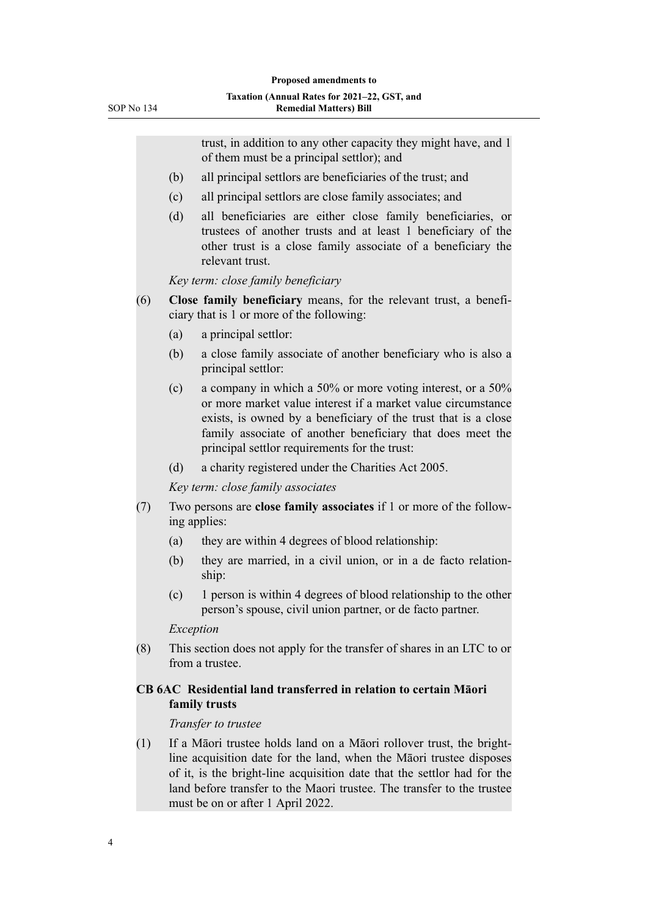trust, in addition to any other capacity they might have, and 1 of them must be a principal settlor); and

(b) all principal settlors are beneficiaries of the trust; and

(c) all principal settlors are close family associates; and

(d) all beneficiaries are either close family beneficiaries, or trustees of another trusts and at least 1 beneficiary of the other trust is a close family associate of a beneficiary the relevant trust.

*Key term: close family beneficiary*

(6) **Close family beneficiary** means, for the relevant trust, a beneficiary that is 1 or more of the following:

(a) a principal settlor:

(b) a close family associate of another beneficiary who is also a principal settlor:

(c) a company in which a 50% or more voting interest, or a 50% or more market value interest if a market value circumstance exists, is owned by a beneficiary of the trust that is a close family associate of another beneficiary that does meet the principal settlor requirements for the trust:

(d) a charity registered under the Charities Act 2005.

*Key term: close family associates*

(7) Two persons are **close family associates** if 1 or more of the following applies:

(a) they are within 4 degrees of blood relationship:

(b) they are married, in a civil union, or in a de facto relationship:

(c) 1 person is within 4 degrees of blood relationship to the other person's spouse, civil union partner, or de facto partner.

*Exception*

(8) This section does not apply for the transfer of shares in an LTC to or from a trustee.

### CB 6AC Residential land transferred in relation to certain Māori family trusts

*Transfer to trustee*

(1) If a Māori trustee holds land on a Māori rollover trust, the bright-line acquisition date for the land, when the Māori trustee disposes of it, is the bright-line acquisition date that the settlor had for the land before transfer to the Maori trustee. The transfer to the trustee must be on or after 1 April 2022.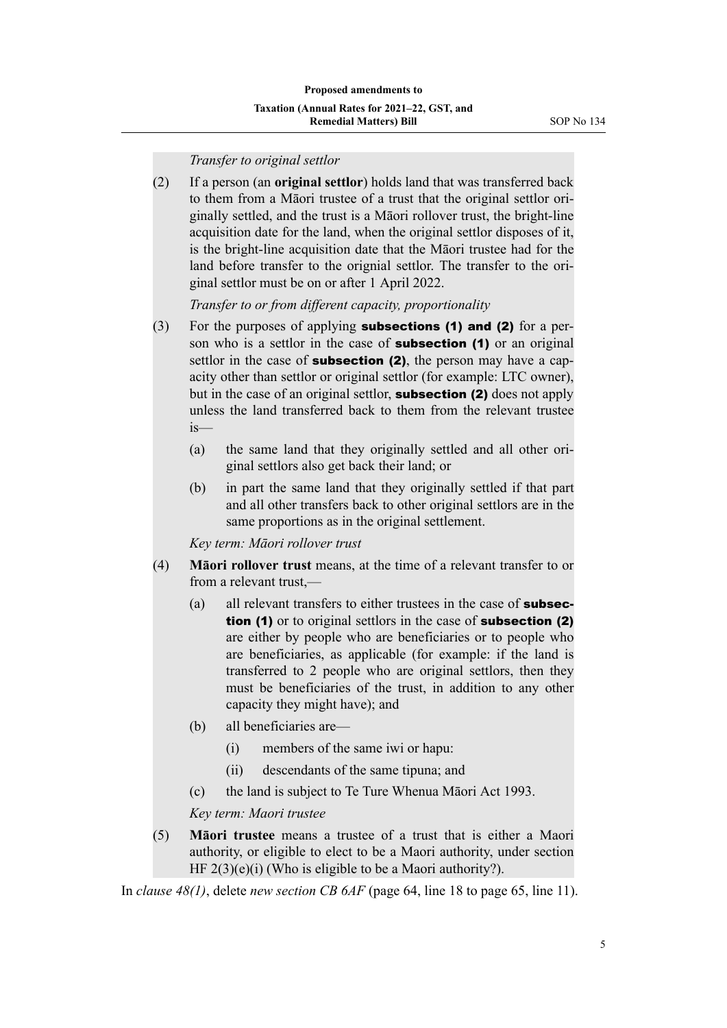*Transfer to original settlor*

(2) If a person (an **original settlor**) holds land that was transferred back to them from a Māori trustee of a trust that the original settlor originally settled, and the trust is a Māori rollover trust, the bright-line acquisition date for the land, when the original settlor disposes of it, is the bright-line acquisition date that the Māori trustee had for the land before transfer to the orignial settlor. The transfer to the original settlor must be on or after 1 April 2022.

*Transfer to or from different capacity, proportionality*

(3) For the purposes of applying **subsections (1) and (2)** for a person who is a settlor in the case of **subsection (1)** or an original settlor in the case of **subsection (2)**, the person may have a capacity other than settlor or original settlor (for example: LTC owner), but in the case of an original settlor, **subsection (2)** does not apply unless the land transferred back to them from the relevant trustee is—

- (a) the same land that they originally settled and all other original settlors also get back their land; or
- (b) in part the same land that they originally settled if that part and all other transfers back to other original settlors are in the same proportions as in the original settlement.

*Key term: Māori rollover trust*

(4) **Māori rollover trust** means, at the time of a relevant transfer to or from a relevant trust,—

- (a) all relevant transfers to either trustees in the case of **subsection (1)** or to original settlors in the case of **subsection (2)** are either by people who are beneficiaries or to people who are beneficiaries, as applicable (for example: if the land is transferred to 2 people who are original settlors, then they must be beneficiaries of the trust, in addition to any other capacity they might have); and
- (b) all beneficiaries are—
  - (i) members of the same iwi or hapu:
  - (ii) descendants of the same tipuna; and
- (c) the land is subject to Te Ture Whenua Māori Act 1993.

*Key term: Maori trustee*

(5) **Māori trustee** means a trustee of a trust that is either a Maori authority, or eligible to elect to be a Maori authority, under section HF 2(3)(e)(i) (Who is eligible to be a Maori authority?).

In *clause 48(1)*, delete *new section CB 6AF* (page 64, line 18 to page 65, line 11).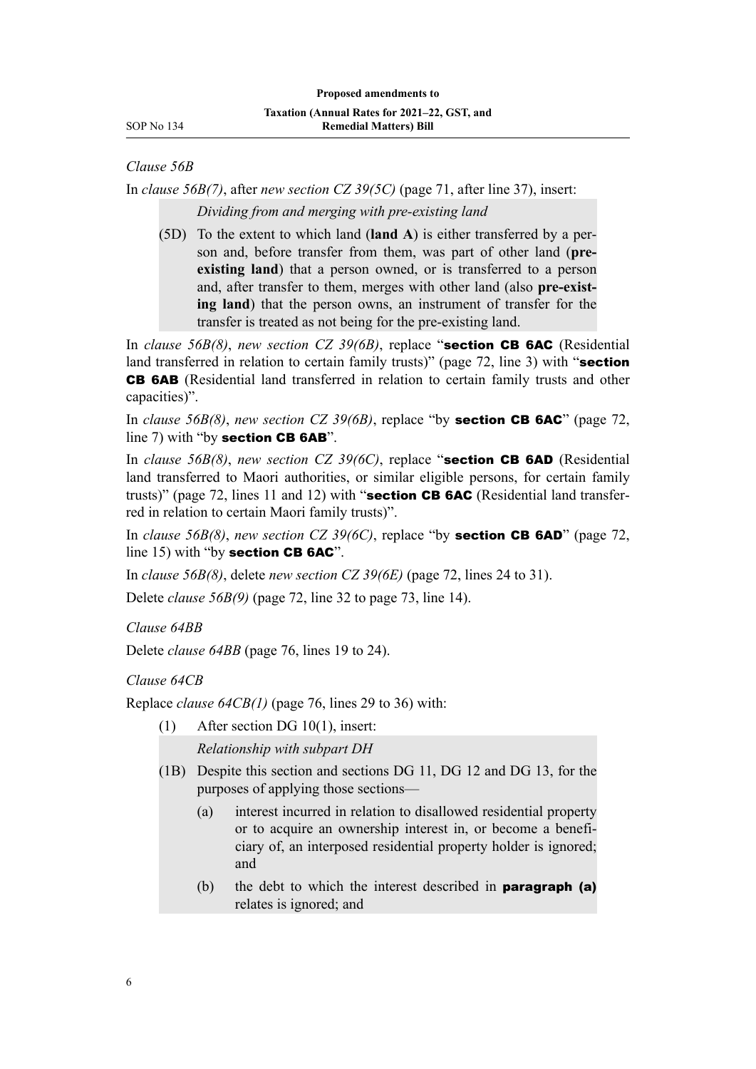*Clause 56B*

In *clause 56B(7)*, after *new section CZ 39(5C)* (page 71, after line 37), insert:

> *Dividing from and merging with pre-existing land*
>
> (5D) To the extent to which land (**land A**) is either transferred by a person and, before transfer from them, was part of other land (**pre-existing land**) that a person owned, or is transferred to a person and, after transfer to them, merges with other land (also **pre-existing land**) that the person owns, an instrument of transfer for the transfer is treated as not being for the pre-existing land.

In *clause 56B(8)*, *new section CZ 39(6B)*, replace "**section CB 6AC** (Residential land transferred in relation to certain family trusts)" (page 72, line 3) with "**section CB 6AB** (Residential land transferred in relation to certain family trusts and other capacities)".

In *clause 56B(8)*, *new section CZ 39(6B)*, replace "by **section CB 6AC**" (page 72, line 7) with "by **section CB 6AB**".

In *clause 56B(8)*, *new section CZ 39(6C)*, replace "**section CB 6AD** (Residential land transferred to Maori authorities, or similar eligible persons, for certain family trusts)" (page 72, lines 11 and 12) with "**section CB 6AC** (Residential land transferred in relation to certain Maori family trusts)".

In *clause 56B(8)*, *new section CZ 39(6C)*, replace "by **section CB 6AD**" (page 72, line 15) with "by **section CB 6AC**".

In *clause 56B(8)*, delete *new section CZ 39(6E)* (page 72, lines 24 to 31).

Delete *clause 56B(9)* (page 72, line 32 to page 73, line 14).

*Clause 64BB*

Delete *clause 64BB* (page 76, lines 19 to 24).

*Clause 64CB*

Replace *clause 64CB(1)* (page 76, lines 29 to 36) with:

> (1) After section DG 10(1), insert:
>
> *Relationship with subpart DH*
>
> (1B) Despite this section and sections DG 11, DG 12 and DG 13, for the purposes of applying those sections—
>
> (a) interest incurred in relation to disallowed residential property or to acquire an ownership interest in, or become a beneficiary of, an interposed residential property holder is ignored; and
>
> (b) the debt to which the interest described in **paragraph (a)** relates is ignored; and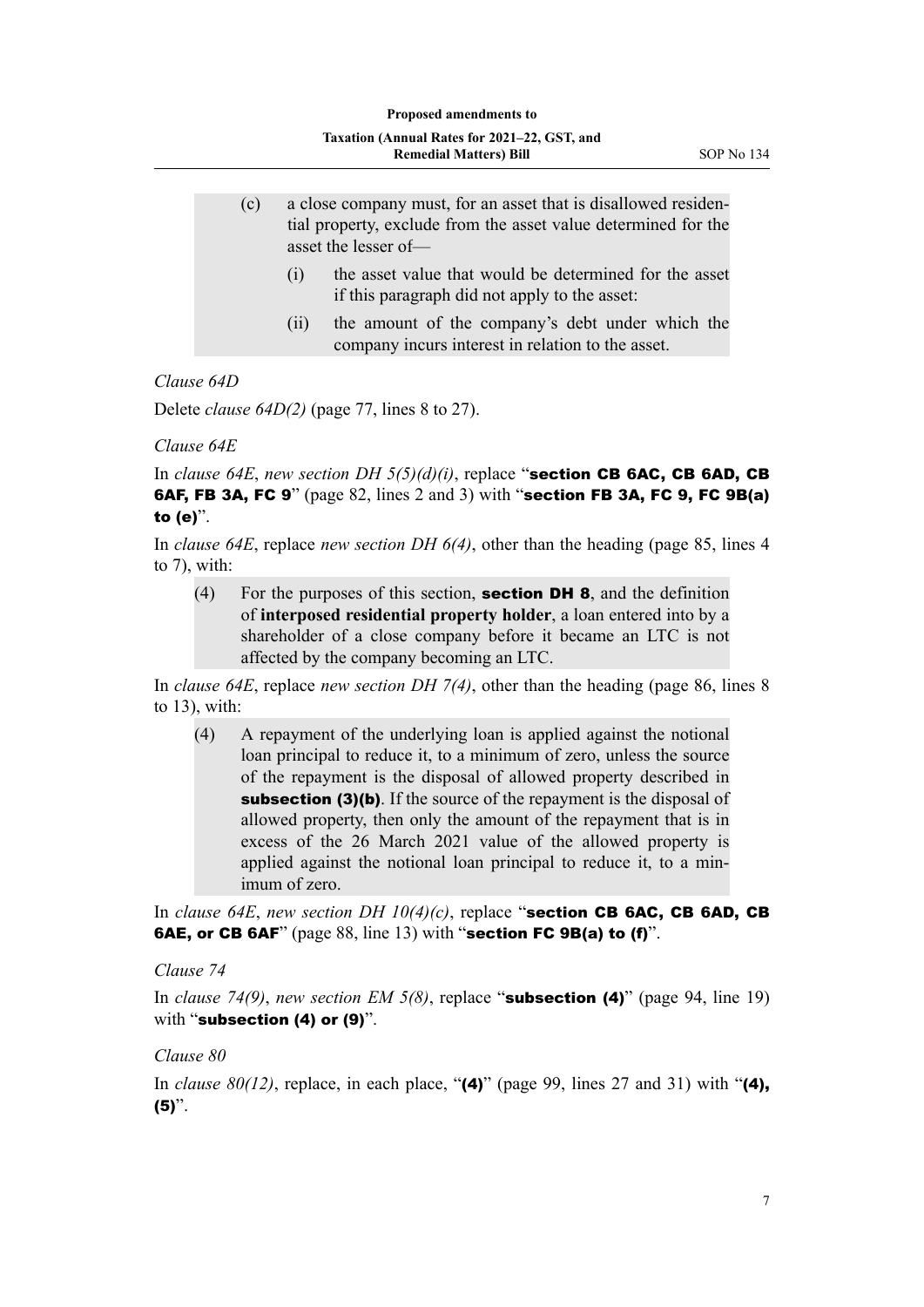(c) a close company must, for an asset that is disallowed residential property, exclude from the asset value determined for the asset the lesser of—

(i) the asset value that would be determined for the asset if this paragraph did not apply to the asset:

(ii) the amount of the company's debt under which the company incurs interest in relation to the asset.

*Clause 64D*

Delete *clause 64D(2)* (page 77, lines 8 to 27).

*Clause 64E*

In *clause 64E*, *new section DH 5(5)(d)(i)*, replace "**section CB 6AC, CB 6AD, CB 6AF, FB 3A, FC 9**" (page 82, lines 2 and 3) with "**section FB 3A, FC 9, FC 9B(a) to (e)**".

In *clause 64E*, replace *new section DH 6(4)*, other than the heading (page 85, lines 4 to 7), with:

> (4) For the purposes of this section, **section DH 8**, and the definition of **interposed residential property holder**, a loan entered into by a shareholder of a close company before it became an LTC is not affected by the company becoming an LTC.

In *clause 64E*, replace *new section DH 7(4)*, other than the heading (page 86, lines 8 to 13), with:

> (4) A repayment of the underlying loan is applied against the notional loan principal to reduce it, to a minimum of zero, unless the source of the repayment is the disposal of allowed property described in **subsection (3)(b)**. If the source of the repayment is the disposal of allowed property, then only the amount of the repayment that is in excess of the 26 March 2021 value of the allowed property is applied against the notional loan principal to reduce it, to a minimum of zero.

In *clause 64E*, *new section DH 10(4)(c)*, replace "**section CB 6AC, CB 6AD, CB 6AE, or CB 6AF**" (page 88, line 13) with "**section FC 9B(a) to (f)**".

*Clause 74*

In *clause 74(9)*, *new section EM 5(8)*, replace "**subsection (4)**" (page 94, line 19) with "**subsection (4) or (9)**".

*Clause 80*

In *clause 80(12)*, replace, in each place, "**(4)**" (page 99, lines 27 and 31) with "**(4), (5)**".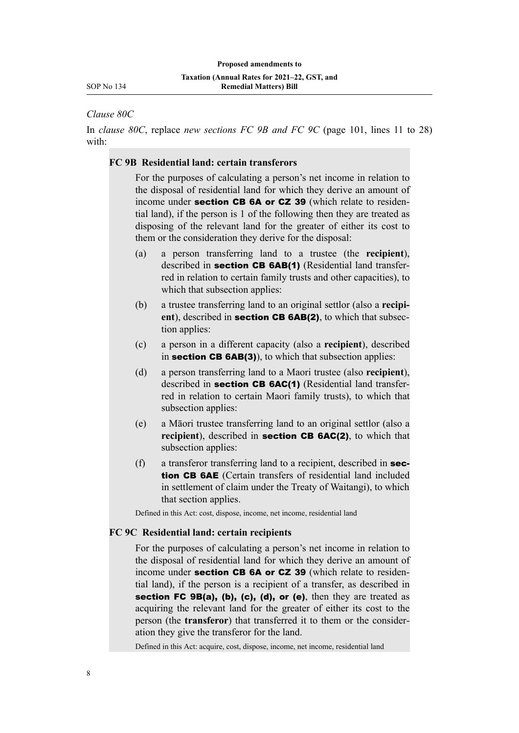*Clause 80C*

In *clause 80C*, replace *new sections FC 9B and FC 9C* (page 101, lines 11 to 28) with:

**FC 9B Residential land: certain transferors**

For the purposes of calculating a person's net income in relation to the disposal of residential land for which they derive an amount of income under **section CB 6A or CZ 39** (which relate to residential land), if the person is 1 of the following then they are treated as disposing of the relevant land for the greater of either its cost to them or the consideration they derive for the disposal:

(a) a person transferring land to a trustee (the **recipient**), described in **section CB 6AB(1)** (Residential land transferred in relation to certain family trusts and other capacities), to which that subsection applies:

(b) a trustee transferring land to an original settlor (also a **recipient**), described in **section CB 6AB(2)**, to which that subsection applies:

(c) a person in a different capacity (also a **recipient**), described in **section CB 6AB(3)**), to which that subsection applies:

(d) a person transferring land to a Maori trustee (also **recipient**), described in **section CB 6AC(1)** (Residential land transferred in relation to certain Maori family trusts), to which that subsection applies:

(e) a Māori trustee transferring land to an original settlor (also a **recipient**), described in **section CB 6AC(2)**, to which that subsection applies:

(f) a transferor transferring land to a recipient, described in **section CB 6AE** (Certain transfers of residential land included in settlement of claim under the Treaty of Waitangi), to which that section applies.

Defined in this Act: cost, dispose, income, net income, residential land

**FC 9C Residential land: certain recipients**

For the purposes of calculating a person's net income in relation to the disposal of residential land for which they derive an amount of income under **section CB 6A or CZ 39** (which relate to residential land), if the person is a recipient of a transfer, as described in **section FC 9B(a), (b), (c), (d), or (e)**, then they are treated as acquiring the relevant land for the greater of either its cost to the person (the **transferor**) that transferred it to them or the consideration they give the transferor for the land.

Defined in this Act: acquire, cost, dispose, income, net income, residential land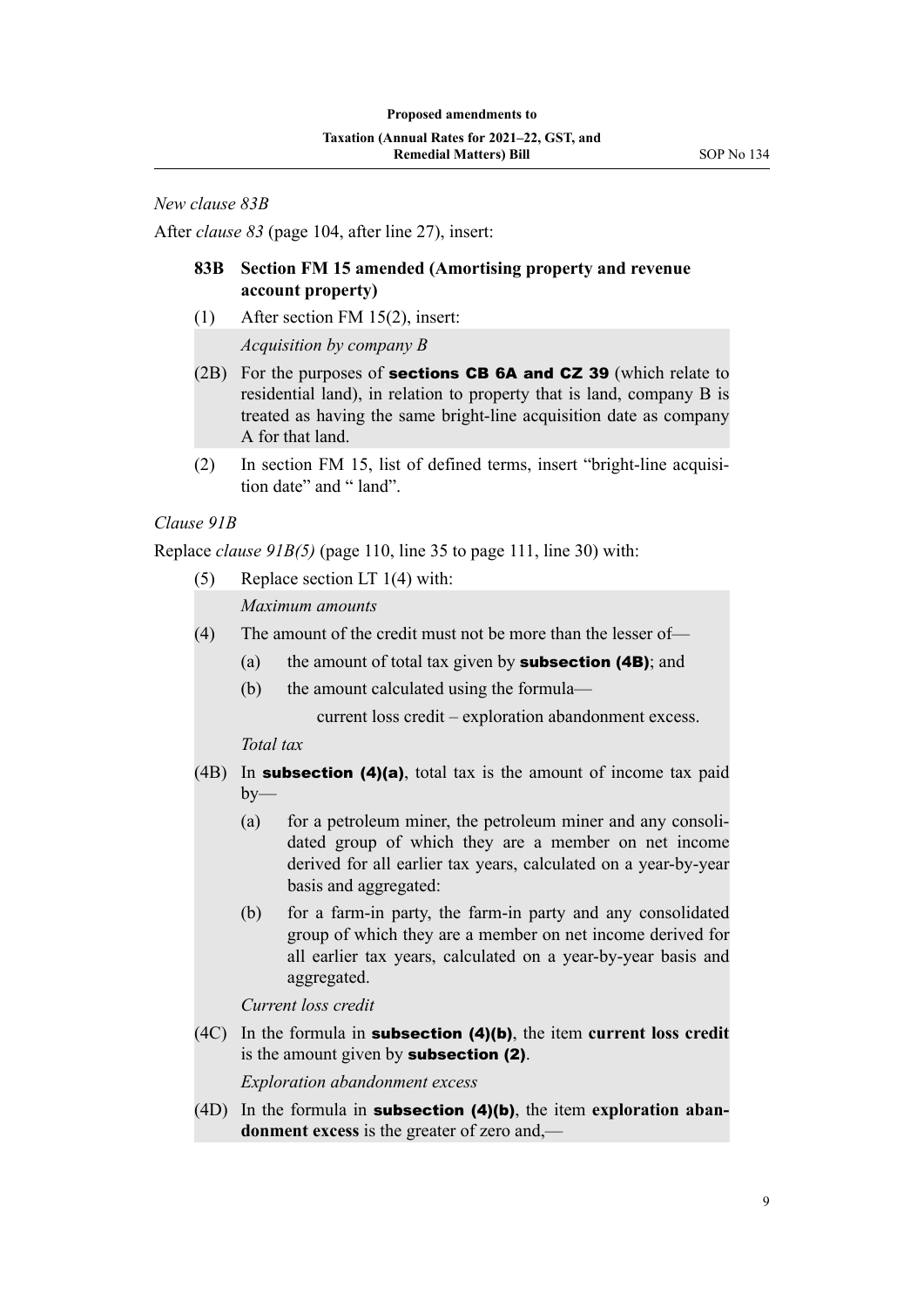*New clause 83B*

After *clause 83* (page 104, after line 27), insert:

**83B Section FM 15 amended (Amortising property and revenue account property)**

(1) After section FM 15(2), insert:

*Acquisition by company B*

(2B) For the purposes of **sections CB 6A and CZ 39** (which relate to residential land), in relation to property that is land, company B is treated as having the same bright-line acquisition date as company A for that land.

(2) In section FM 15, list of defined terms, insert "bright-line acquisition date" and " land".

*Clause 91B*

Replace *clause 91B(5)* (page 110, line 35 to page 111, line 30) with:

(5) Replace section LT 1(4) with:

*Maximum amounts*

(4) The amount of the credit must not be more than the lesser of—

(a) the amount of total tax given by **subsection (4B)**; and

(b) the amount calculated using the formula—

current loss credit – exploration abandonment excess.

*Total tax*

(4B) In **subsection (4)(a)**, total tax is the amount of income tax paid by—

(a) for a petroleum miner, the petroleum miner and any consolidated group of which they are a member on net income derived for all earlier tax years, calculated on a year-by-year basis and aggregated:

(b) for a farm-in party, the farm-in party and any consolidated group of which they are a member on net income derived for all earlier tax years, calculated on a year-by-year basis and aggregated.

*Current loss credit*

(4C) In the formula in **subsection (4)(b)**, the item **current loss credit** is the amount given by **subsection (2)**.

*Exploration abandonment excess*

(4D) In the formula in **subsection (4)(b)**, the item **exploration abandonment excess** is the greater of zero and,—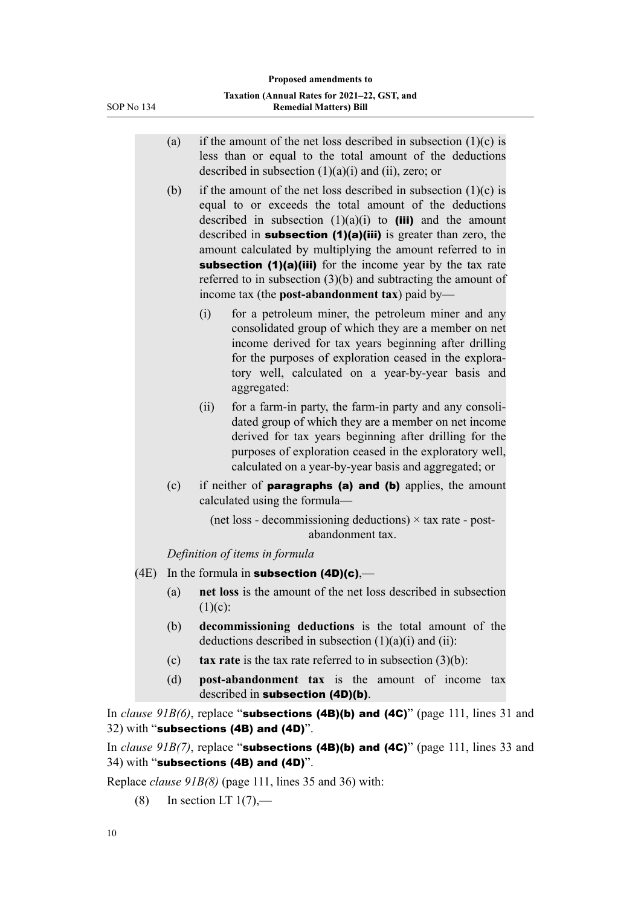(a) if the amount of the net loss described in subsection (1)(c) is less than or equal to the total amount of the deductions described in subsection (1)(a)(i) and (ii), zero; or

(b) if the amount of the net loss described in subsection (1)(c) is equal to or exceeds the total amount of the deductions described in subsection (1)(a)(i) to **(iii)** and the amount described in **subsection (1)(a)(iii)** is greater than zero, the amount calculated by multiplying the amount referred to in **subsection (1)(a)(iii)** for the income year by the tax rate referred to in subsection (3)(b) and subtracting the amount of income tax (the **post-abandonment tax**) paid by—

(i) for a petroleum miner, the petroleum miner and any consolidated group of which they are a member on net income derived for tax years beginning after drilling for the purposes of exploration ceased in the exploratory well, calculated on a year-by-year basis and aggregated:

(ii) for a farm-in party, the farm-in party and any consolidated group of which they are a member on net income derived for tax years beginning after drilling for the purposes of exploration ceased in the exploratory well, calculated on a year-by-year basis and aggregated; or

(c) if neither of **paragraphs (a) and (b)** applies, the amount calculated using the formula—

(net loss - decommissioning deductions) × tax rate - post-abandonment tax.

*Definition of items in formula*

(4E) In the formula in **subsection (4D)(c)**,—

(a) **net loss** is the amount of the net loss described in subsection (1)(c):

(b) **decommissioning deductions** is the total amount of the deductions described in subsection (1)(a)(i) and (ii):

(c) **tax rate** is the tax rate referred to in subsection (3)(b):

(d) **post-abandonment tax** is the amount of income tax described in **subsection (4D)(b)**.

In *clause 91B(6)*, replace "**subsections (4B)(b) and (4C)**" (page 111, lines 31 and 32) with "**subsections (4B) and (4D)**".

In *clause 91B(7)*, replace "**subsections (4B)(b) and (4C)**" (page 111, lines 33 and 34) with "**subsections (4B) and (4D)**".

Replace *clause 91B(8)* (page 111, lines 35 and 36) with:

(8) In section LT 1(7),—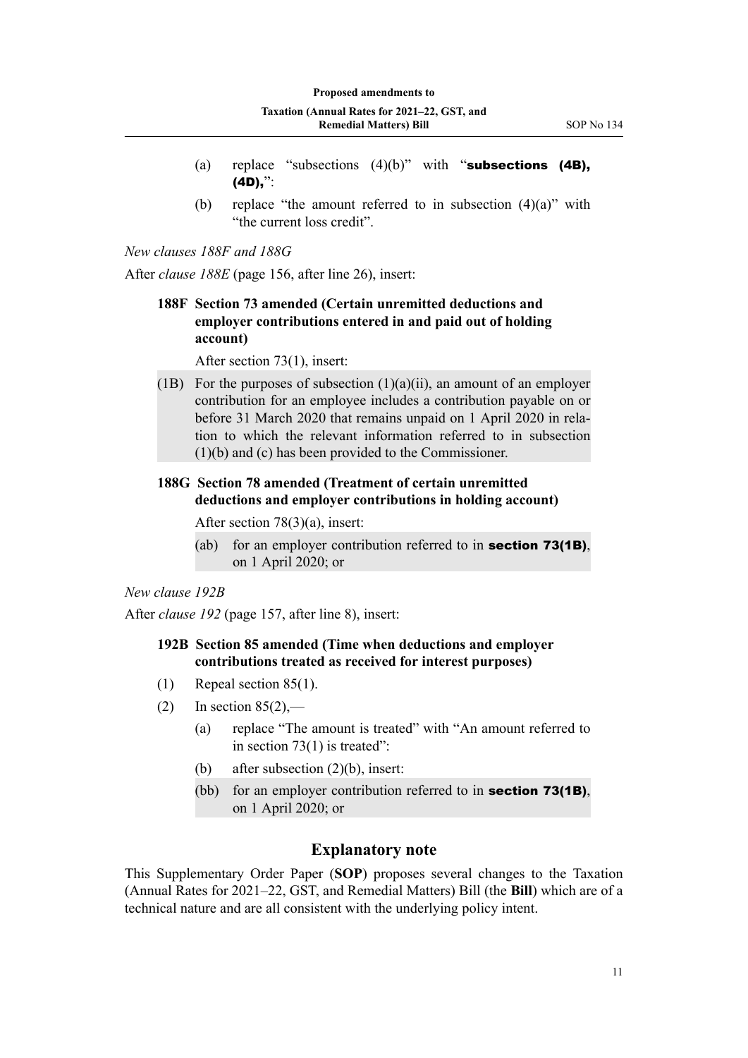(a) replace "subsections (4)(b)" with "**subsections (4B), (4D),**":

(b) replace "the amount referred to in subsection (4)(a)" with "the current loss credit".

*New clauses 188F and 188G*

After *clause 188E* (page 156, after line 26), insert:

### 188F Section 73 amended (Certain unremitted deductions and employer contributions entered in and paid out of holding account)

After section 73(1), insert:

(1B) For the purposes of subsection (1)(a)(ii), an amount of an employer contribution for an employee includes a contribution payable on or before 31 March 2020 that remains unpaid on 1 April 2020 in relation to which the relevant information referred to in subsection (1)(b) and (c) has been provided to the Commissioner.

### 188G Section 78 amended (Treatment of certain unremitted deductions and employer contributions in holding account)

After section 78(3)(a), insert:

(ab) for an employer contribution referred to in **section 73(1B)**, on 1 April 2020; or

*New clause 192B*

After *clause 192* (page 157, after line 8), insert:

### 192B Section 85 amended (Time when deductions and employer contributions treated as received for interest purposes)

(1) Repeal section 85(1).

(2) In section 85(2),—

(a) replace "The amount is treated" with "An amount referred to in section 73(1) is treated":

(b) after subsection (2)(b), insert:

(bb) for an employer contribution referred to in **section 73(1B)**, on 1 April 2020; or

## Explanatory note

This Supplementary Order Paper (**SOP**) proposes several changes to the Taxation (Annual Rates for 2021–22, GST, and Remedial Matters) Bill (the **Bill**) which are of a technical nature and are all consistent with the underlying policy intent.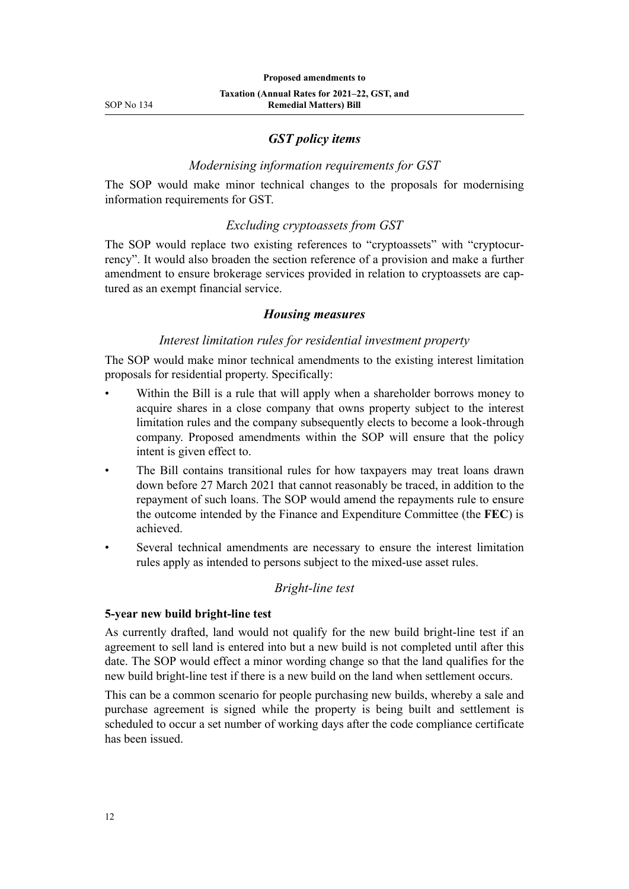### *GST policy items*

#### *Modernising information requirements for GST*

The SOP would make minor technical changes to the proposals for modernising information requirements for GST.

#### *Excluding cryptoassets from GST*

The SOP would replace two existing references to "cryptoassets" with "cryptocurrency". It would also broaden the section reference of a provision and make a further amendment to ensure brokerage services provided in relation to cryptoassets are captured as an exempt financial service.

### *Housing measures*

#### *Interest limitation rules for residential investment property*

The SOP would make minor technical amendments to the existing interest limitation proposals for residential property. Specifically:

- Within the Bill is a rule that will apply when a shareholder borrows money to acquire shares in a close company that owns property subject to the interest limitation rules and the company subsequently elects to become a look-through company. Proposed amendments within the SOP will ensure that the policy intent is given effect to.
- The Bill contains transitional rules for how taxpayers may treat loans drawn down before 27 March 2021 that cannot reasonably be traced, in addition to the repayment of such loans. The SOP would amend the repayments rule to ensure the outcome intended by the Finance and Expenditure Committee (the **FEC**) is achieved.
- Several technical amendments are necessary to ensure the interest limitation rules apply as intended to persons subject to the mixed-use asset rules.

#### *Bright-line test*

**5-year new build bright-line test**

As currently drafted, land would not qualify for the new build bright-line test if an agreement to sell land is entered into but a new build is not completed until after this date. The SOP would effect a minor wording change so that the land qualifies for the new build bright-line test if there is a new build on the land when settlement occurs.

This can be a common scenario for people purchasing new builds, whereby a sale and purchase agreement is signed while the property is being built and settlement is scheduled to occur a set number of working days after the code compliance certificate has been issued.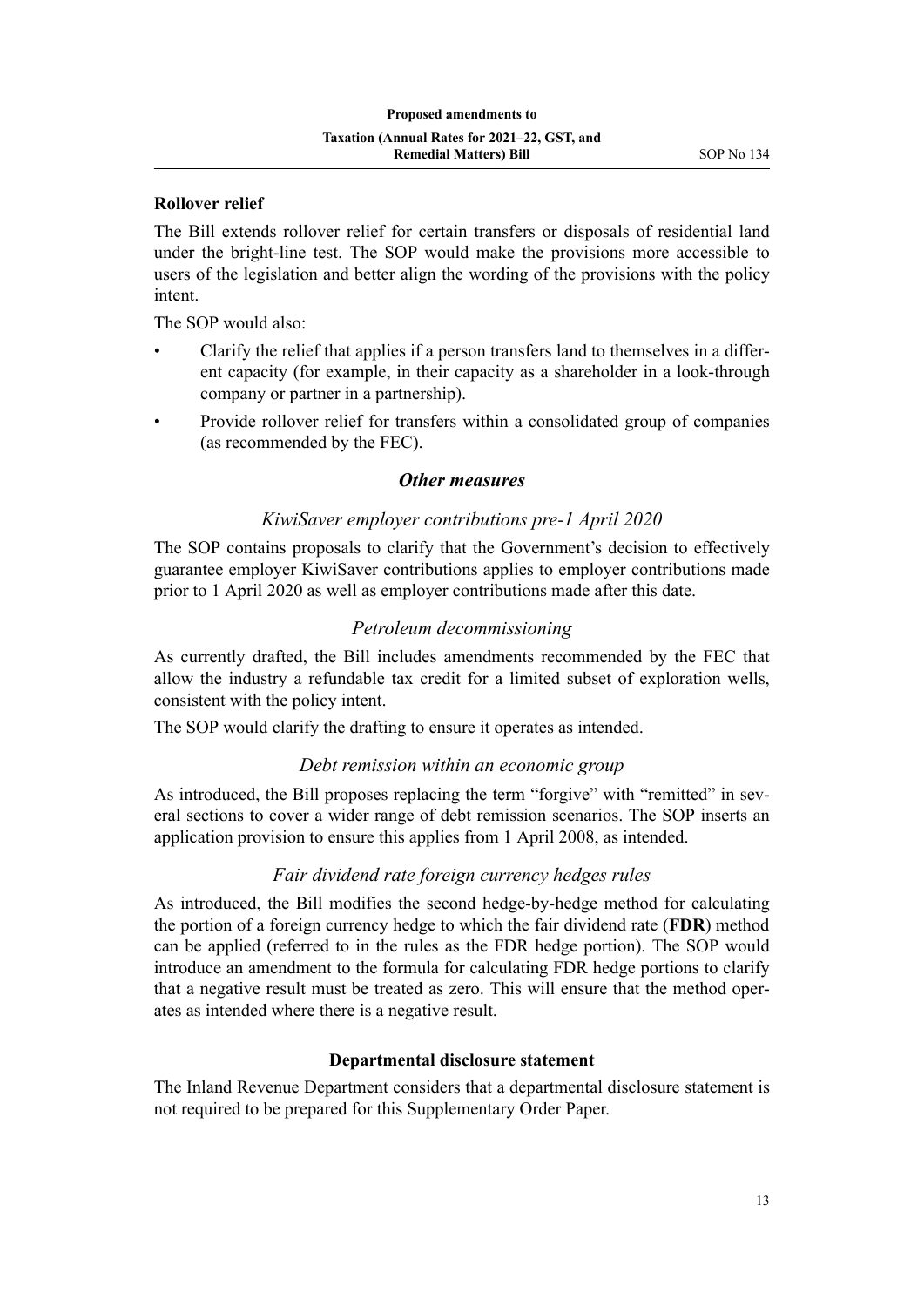**Rollover relief**

The Bill extends rollover relief for certain transfers or disposals of residential land under the bright-line test. The SOP would make the provisions more accessible to users of the legislation and better align the wording of the provisions with the policy intent.

The SOP would also:

- Clarify the relief that applies if a person transfers land to themselves in a different capacity (for example, in their capacity as a shareholder in a look-through company or partner in a partnership).
- Provide rollover relief for transfers within a consolidated group of companies (as recommended by the FEC).

### *Other measures*

#### *KiwiSaver employer contributions pre-1 April 2020*

The SOP contains proposals to clarify that the Government's decision to effectively guarantee employer KiwiSaver contributions applies to employer contributions made prior to 1 April 2020 as well as employer contributions made after this date.

#### *Petroleum decommissioning*

As currently drafted, the Bill includes amendments recommended by the FEC that allow the industry a refundable tax credit for a limited subset of exploration wells, consistent with the policy intent.

The SOP would clarify the drafting to ensure it operates as intended.

#### *Debt remission within an economic group*

As introduced, the Bill proposes replacing the term "forgive" with "remitted" in several sections to cover a wider range of debt remission scenarios. The SOP inserts an application provision to ensure this applies from 1 April 2008, as intended.

#### *Fair dividend rate foreign currency hedges rules*

As introduced, the Bill modifies the second hedge-by-hedge method for calculating the portion of a foreign currency hedge to which the fair dividend rate (**FDR**) method can be applied (referred to in the rules as the FDR hedge portion). The SOP would introduce an amendment to the formula for calculating FDR hedge portions to clarify that a negative result must be treated as zero. This will ensure that the method operates as intended where there is a negative result.

### Departmental disclosure statement

The Inland Revenue Department considers that a departmental disclosure statement is not required to be prepared for this Supplementary Order Paper.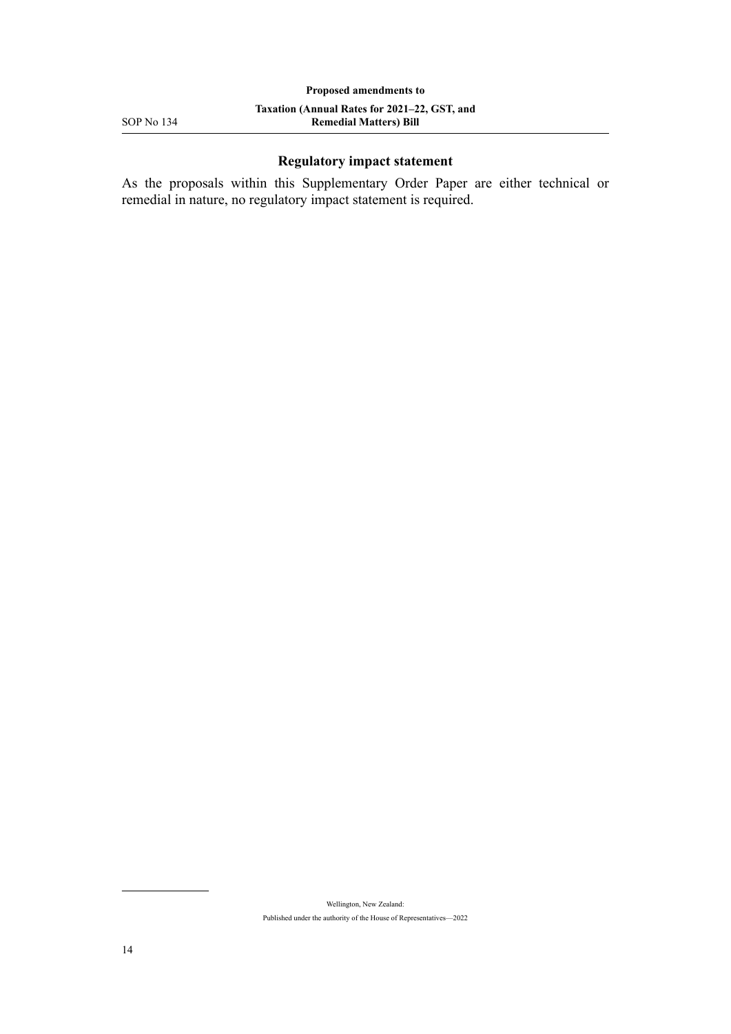## Regulatory impact statement

As the proposals within this Supplementary Order Paper are either technical or remedial in nature, no regulatory impact statement is required.

Wellington, New Zealand:

Published under the authority of the House of Representatives—2022